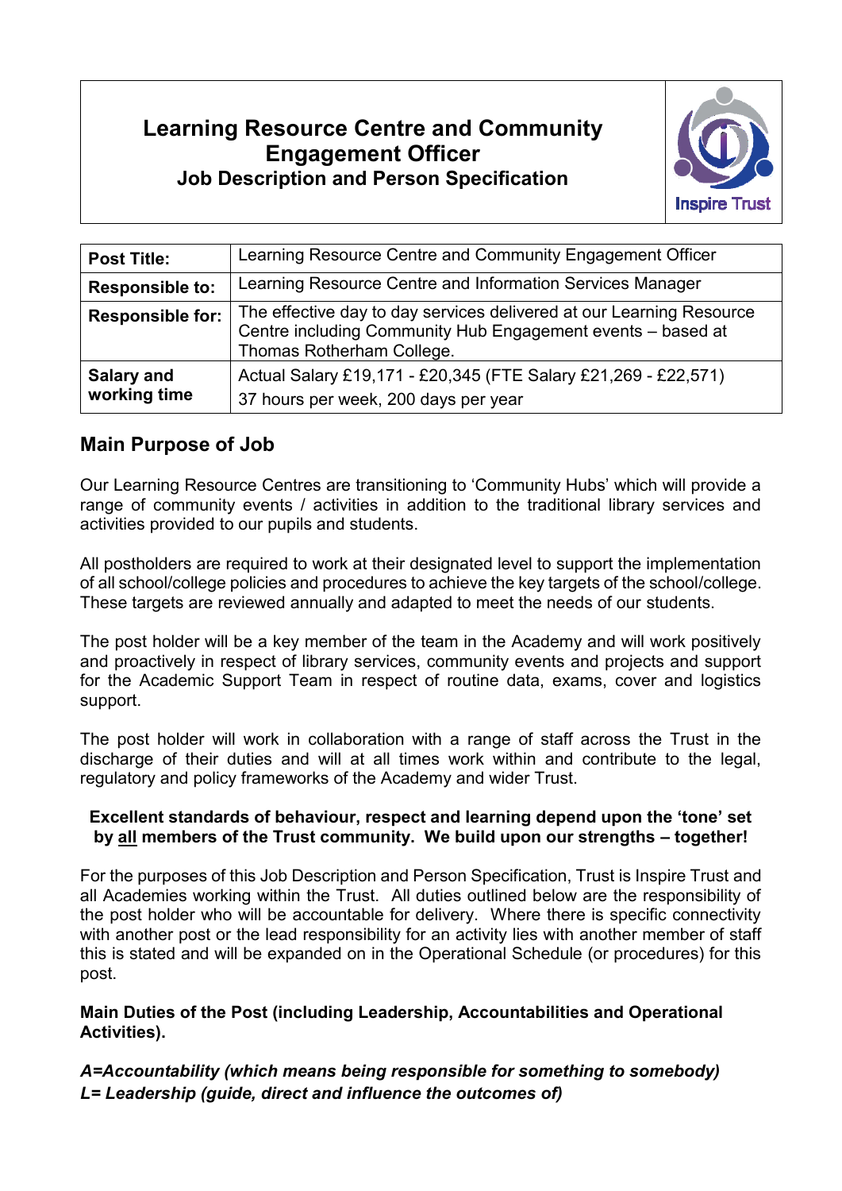# Learning Resource Centre and Community Engagement Officer

## Job Description and Person Specification

Inspire Trust

| **Post Title:** | Learning Resource Centre and Community Engagement Officer |
|---|---|
| **Responsible to:** | Learning Resource Centre and Information Services Manager |
| **Responsible for:** | The effective day to day services delivered at our Learning Resource Centre including Community Hub Engagement events – based at Thomas Rotherham College. |
| **Salary and working time** | Actual Salary £19,171 - £20,345 (FTE Salary £21,269 - £22,571)<br>37 hours per week, 200 days per year |

## Main Purpose of Job

Our Learning Resource Centres are transitioning to 'Community Hubs' which will provide a range of community events / activities in addition to the traditional library services and activities provided to our pupils and students.

All postholders are required to work at their designated level to support the implementation of all school/college policies and procedures to achieve the key targets of the school/college. These targets are reviewed annually and adapted to meet the needs of our students.

The post holder will be a key member of the team in the Academy and will work positively and proactively in respect of library services, community events and projects and support for the Academic Support Team in respect of routine data, exams, cover and logistics support.

The post holder will work in collaboration with a range of staff across the Trust in the discharge of their duties and will at all times work within and contribute to the legal, regulatory and policy frameworks of the Academy and wider Trust.

**Excellent standards of behaviour, respect and learning depend upon the 'tone' set by <u>all</u> members of the Trust community. We build upon our strengths – together!**

For the purposes of this Job Description and Person Specification, Trust is Inspire Trust and all Academies working within the Trust. All duties outlined below are the responsibility of the post holder who will be accountable for delivery. Where there is specific connectivity with another post or the lead responsibility for an activity lies with another member of staff this is stated and will be expanded on in the Operational Schedule (or procedures) for this post.

**Main Duties of the Post (including Leadership, Accountabilities and Operational Activities).**

***A=Accountability (which means being responsible for something to somebody)***
***L= Leadership (guide, direct and influence the outcomes of)***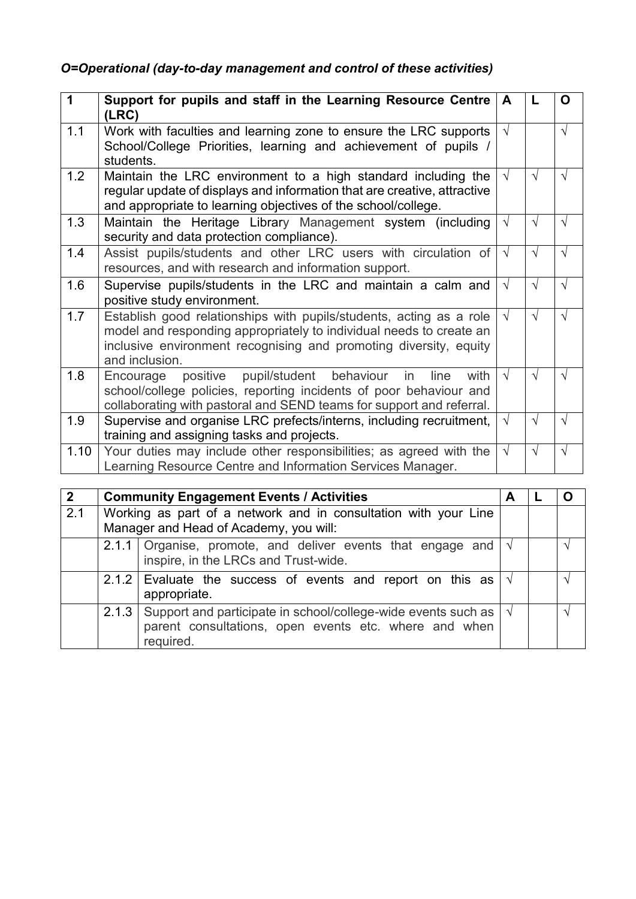*O=Operational (day-to-day management and control of these activities)*

| 1 | Support for pupils and staff in the Learning Resource Centre (LRC) | A | L | O |
|---|---|---|---|---|
| 1.1 | Work with faculties and learning zone to ensure the LRC supports School/College Priorities, learning and achievement of pupils / students. | √ | | √ |
| 1.2 | Maintain the LRC environment to a high standard including the regular update of displays and information that are creative, attractive and appropriate to learning objectives of the school/college. | √ | √ | √ |
| 1.3 | Maintain the Heritage Library Management system (including security and data protection compliance). | √ | √ | √ |
| 1.4 | Assist pupils/students and other LRC users with circulation of resources, and with research and information support. | √ | √ | √ |
| 1.6 | Supervise pupils/students in the LRC and maintain a calm and positive study environment. | √ | √ | √ |
| 1.7 | Establish good relationships with pupils/students, acting as a role model and responding appropriately to individual needs to create an inclusive environment recognising and promoting diversity, equity and inclusion. | √ | √ | √ |
| 1.8 | Encourage positive pupil/student behaviour in line with school/college policies, reporting incidents of poor behaviour and collaborating with pastoral and SEND teams for support and referral. | √ | √ | √ |
| 1.9 | Supervise and organise LRC prefects/interns, including recruitment, training and assigning tasks and projects. | √ | √ | √ |
| 1.10 | Your duties may include other responsibilities; as agreed with the Learning Resource Centre and Information Services Manager. | √ | √ | √ |

| 2 | | Community Engagement Events / Activities | A | L | O |
|---|---|---|---|---|---|
| 2.1 | Working as part of a network and in consultation with your Line Manager and Head of Academy, you will: | | | | |
| | 2.1.1 | Organise, promote, and deliver events that engage and inspire, in the LRCs and Trust-wide. | √ | | √ |
| | 2.1.2 | Evaluate the success of events and report on this as appropriate. | √ | | √ |
| | 2.1.3 | Support and participate in school/college-wide events such as parent consultations, open events etc. where and when required. | √ | | √ |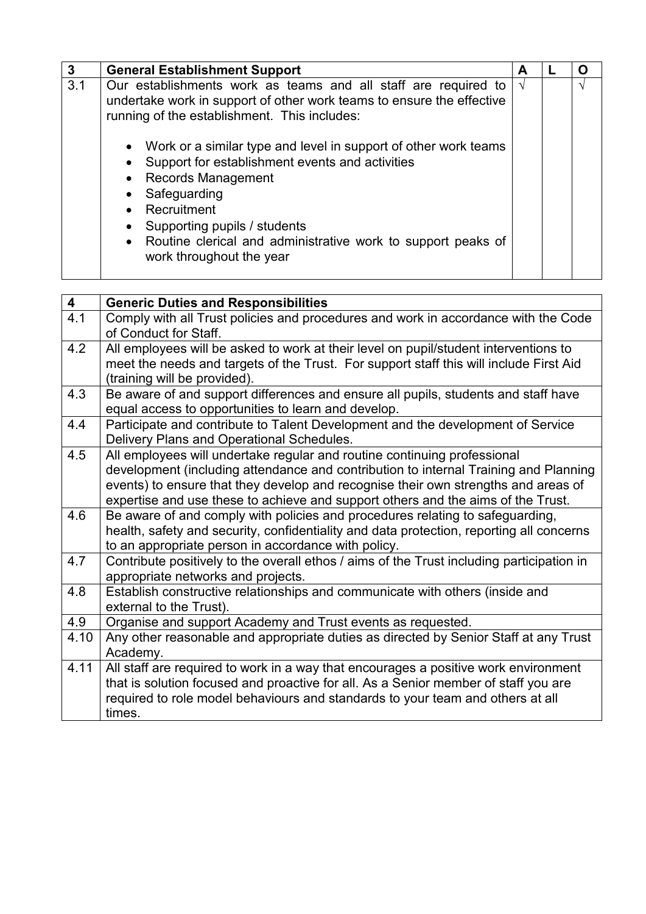| 3 | **General Establishment Support** | **A** | **L** | **O** |
|---|---|---|---|---|
| 3.1 | Our establishments work as teams and all staff are required to undertake work in support of other work teams to ensure the effective running of the establishment. This includes:<br><br>• Work or a similar type and level in support of other work teams<br>• Support for establishment events and activities<br>• Records Management<br>• Safeguarding<br>• Recruitment<br>• Supporting pupils / students<br>• Routine clerical and administrative work to support peaks of work throughout the year | √ | | √ |

| 4 | **Generic Duties and Responsibilities** |
|---|---|
| 4.1 | Comply with all Trust policies and procedures and work in accordance with the Code of Conduct for Staff. |
| 4.2 | All employees will be asked to work at their level on pupil/student interventions to meet the needs and targets of the Trust. For support staff this will include First Aid (training will be provided). |
| 4.3 | Be aware of and support differences and ensure all pupils, students and staff have equal access to opportunities to learn and develop. |
| 4.4 | Participate and contribute to Talent Development and the development of Service Delivery Plans and Operational Schedules. |
| 4.5 | All employees will undertake regular and routine continuing professional development (including attendance and contribution to internal Training and Planning events) to ensure that they develop and recognise their own strengths and areas of expertise and use these to achieve and support others and the aims of the Trust. |
| 4.6 | Be aware of and comply with policies and procedures relating to safeguarding, health, safety and security, confidentiality and data protection, reporting all concerns to an appropriate person in accordance with policy. |
| 4.7 | Contribute positively to the overall ethos / aims of the Trust including participation in appropriate networks and projects. |
| 4.8 | Establish constructive relationships and communicate with others (inside and external to the Trust). |
| 4.9 | Organise and support Academy and Trust events as requested. |
| 4.10 | Any other reasonable and appropriate duties as directed by Senior Staff at any Trust Academy. |
| 4.11 | All staff are required to work in a way that encourages a positive work environment that is solution focused and proactive for all. As a Senior member of staff you are required to role model behaviours and standards to your team and others at all times. |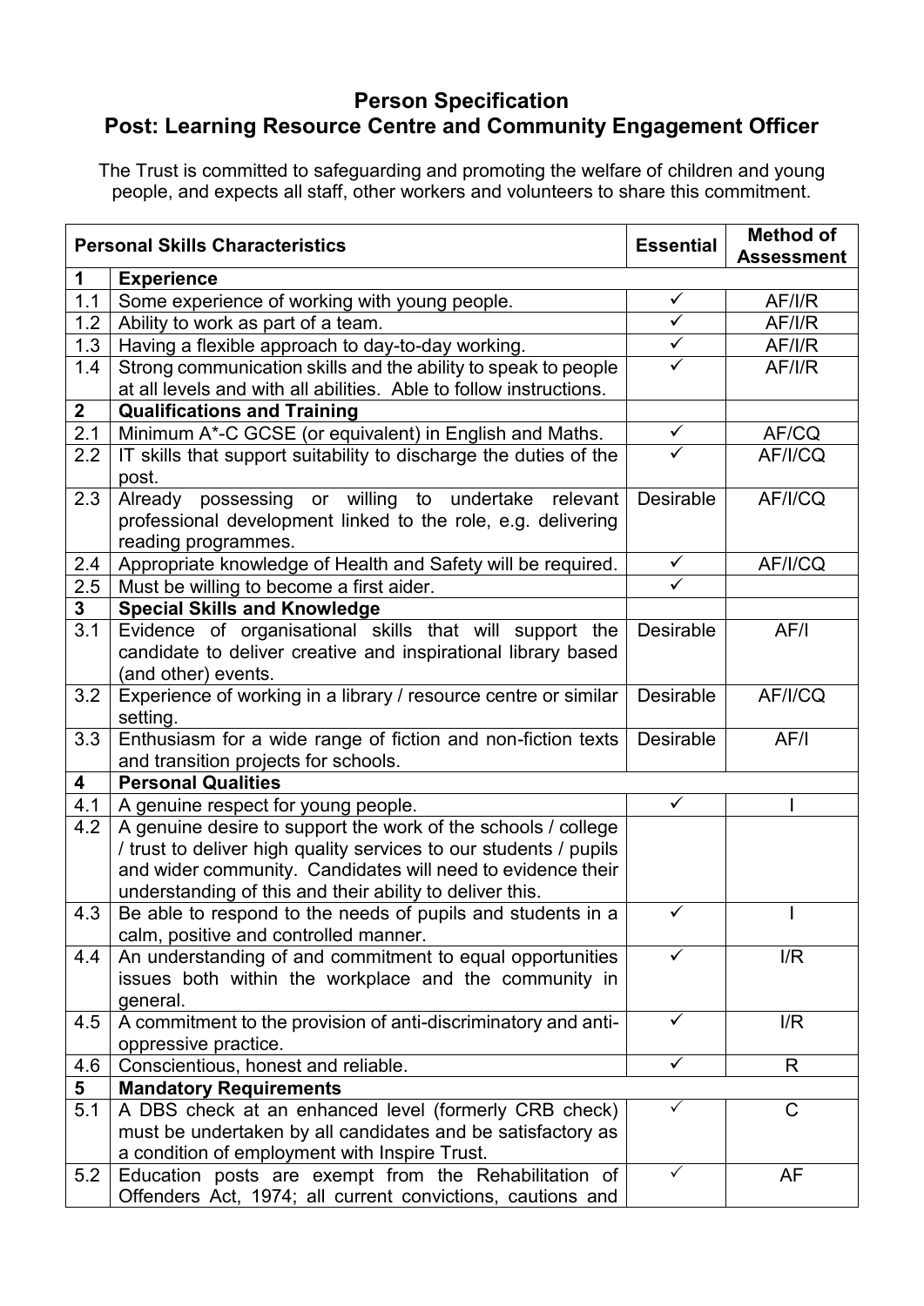# Person Specification
## Post: Learning Resource Centre and Community Engagement Officer

The Trust is committed to safeguarding and promoting the welfare of children and young people, and expects all staff, other workers and volunteers to share this commitment.

| Personal Skills Characteristics | | Essential | Method of Assessment |
|---|---|---|---|
| **1** | **Experience** | | |
| 1.1 | Some experience of working with young people. | ✓ | AF/I/R |
| 1.2 | Ability to work as part of a team. | ✓ | AF/I/R |
| 1.3 | Having a flexible approach to day-to-day working. | ✓ | AF/I/R |
| 1.4 | Strong communication skills and the ability to speak to people at all levels and with all abilities. Able to follow instructions. | ✓ | AF/I/R |
| **2** | **Qualifications and Training** | | |
| 2.1 | Minimum A*-C GCSE (or equivalent) in English and Maths. | ✓ | AF/CQ |
| 2.2 | IT skills that support suitability to discharge the duties of the post. | ✓ | AF/I/CQ |
| 2.3 | Already possessing or willing to undertake relevant professional development linked to the role, e.g. delivering reading programmes. | Desirable | AF/I/CQ |
| 2.4 | Appropriate knowledge of Health and Safety will be required. | ✓ | AF/I/CQ |
| 2.5 | Must be willing to become a first aider. | ✓ | |
| **3** | **Special Skills and Knowledge** | | |
| 3.1 | Evidence of organisational skills that will support the candidate to deliver creative and inspirational library based (and other) events. | Desirable | AF/I |
| 3.2 | Experience of working in a library / resource centre or similar setting. | Desirable | AF/I/CQ |
| 3.3 | Enthusiasm for a wide range of fiction and non-fiction texts and transition projects for schools. | Desirable | AF/I |
| **4** | **Personal Qualities** | | |
| 4.1 | A genuine respect for young people. | ✓ | I |
| 4.2 | A genuine desire to support the work of the schools / college / trust to deliver high quality services to our students / pupils and wider community. Candidates will need to evidence their understanding of this and their ability to deliver this. | | |
| 4.3 | Be able to respond to the needs of pupils and students in a calm, positive and controlled manner. | ✓ | I |
| 4.4 | An understanding of and commitment to equal opportunities issues both within the workplace and the community in general. | ✓ | I/R |
| 4.5 | A commitment to the provision of anti-discriminatory and anti-oppressive practice. | ✓ | I/R |
| 4.6 | Conscientious, honest and reliable. | ✓ | R |
| **5** | **Mandatory Requirements** | | |
| 5.1 | A DBS check at an enhanced level (formerly CRB check) must be undertaken by all candidates and be satisfactory as a condition of employment with Inspire Trust. | ✓ | C |
| 5.2 | Education posts are exempt from the Rehabilitation of Offenders Act, 1974; all current convictions, cautions and | ✓ | AF |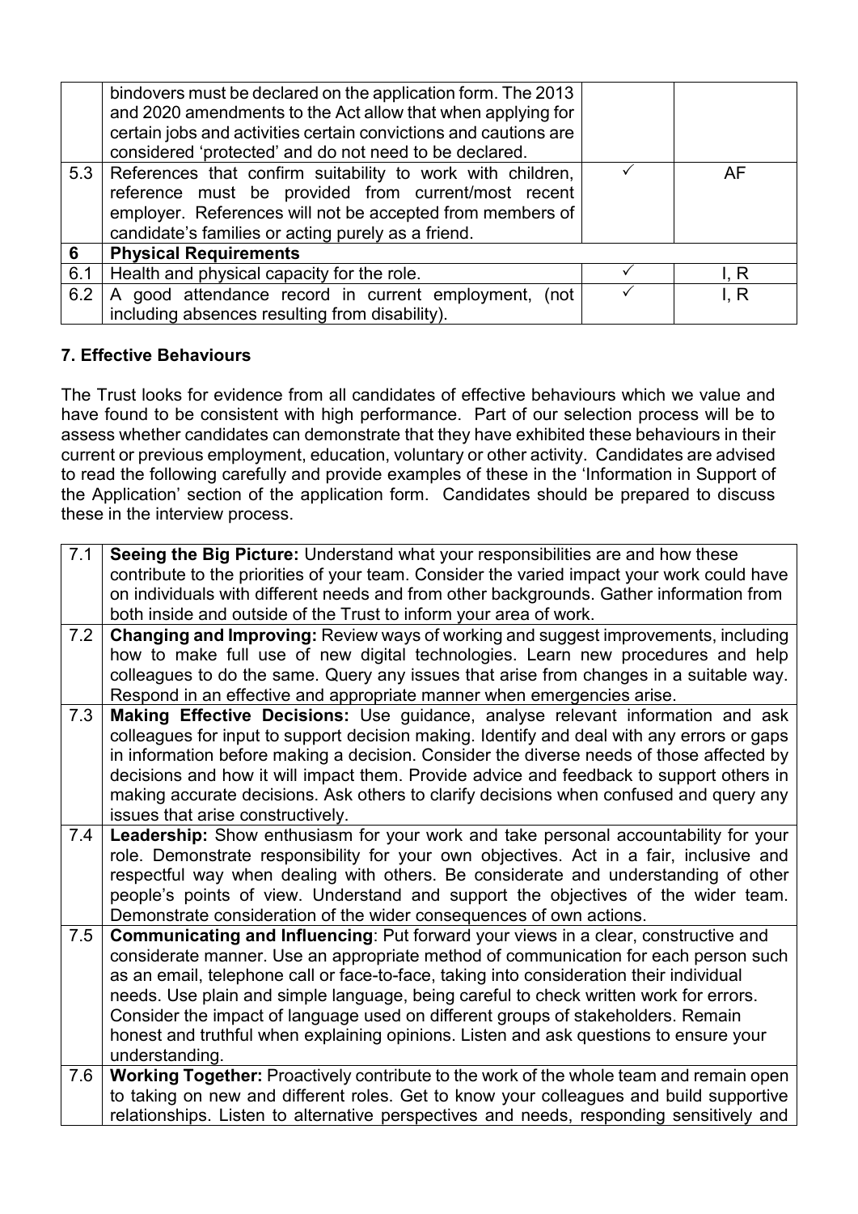|  |  |  |  |
| --- | --- | --- | --- |
|  | bindovers must be declared on the application form. The 2013 and 2020 amendments to the Act allow that when applying for certain jobs and activities certain convictions and cautions are considered 'protected' and do not need to be declared. |  |  |
| 5.3 | References that confirm suitability to work with children, reference must be provided from current/most recent employer. References will not be accepted from members of candidate's families or acting purely as a friend. | ✓ | AF |
| **6** | **Physical Requirements** |  |  |
| 6.1 | Health and physical capacity for the role. | ✓ | I, R |
| 6.2 | A good attendance record in current employment, (not including absences resulting from disability). | ✓ | I, R |

**7. Effective Behaviours**

The Trust looks for evidence from all candidates of effective behaviours which we value and have found to be consistent with high performance. Part of our selection process will be to assess whether candidates can demonstrate that they have exhibited these behaviours in their current or previous employment, education, voluntary or other activity. Candidates are advised to read the following carefully and provide examples of these in the 'Information in Support of the Application' section of the application form. Candidates should be prepared to discuss these in the interview process.

|  |  |
| --- | --- |
| 7.1 | **Seeing the Big Picture:** Understand what your responsibilities are and how these contribute to the priorities of your team. Consider the varied impact your work could have on individuals with different needs and from other backgrounds. Gather information from both inside and outside of the Trust to inform your area of work. |
| 7.2 | **Changing and Improving:** Review ways of working and suggest improvements, including how to make full use of new digital technologies. Learn new procedures and help colleagues to do the same. Query any issues that arise from changes in a suitable way. Respond in an effective and appropriate manner when emergencies arise. |
| 7.3 | **Making Effective Decisions:** Use guidance, analyse relevant information and ask colleagues for input to support decision making. Identify and deal with any errors or gaps in information before making a decision. Consider the diverse needs of those affected by decisions and how it will impact them. Provide advice and feedback to support others in making accurate decisions. Ask others to clarify decisions when confused and query any issues that arise constructively. |
| 7.4 | **Leadership:** Show enthusiasm for your work and take personal accountability for your role. Demonstrate responsibility for your own objectives. Act in a fair, inclusive and respectful way when dealing with others. Be considerate and understanding of other people's points of view. Understand and support the objectives of the wider team. Demonstrate consideration of the wider consequences of own actions. |
| 7.5 | **Communicating and Influencing**: Put forward your views in a clear, constructive and considerate manner. Use an appropriate method of communication for each person such as an email, telephone call or face-to-face, taking into consideration their individual needs. Use plain and simple language, being careful to check written work for errors. Consider the impact of language used on different groups of stakeholders. Remain honest and truthful when explaining opinions. Listen and ask questions to ensure your understanding. |
| 7.6 | **Working Together:** Proactively contribute to the work of the whole team and remain open to taking on new and different roles. Get to know your colleagues and build supportive relationships. Listen to alternative perspectives and needs, responding sensitively and |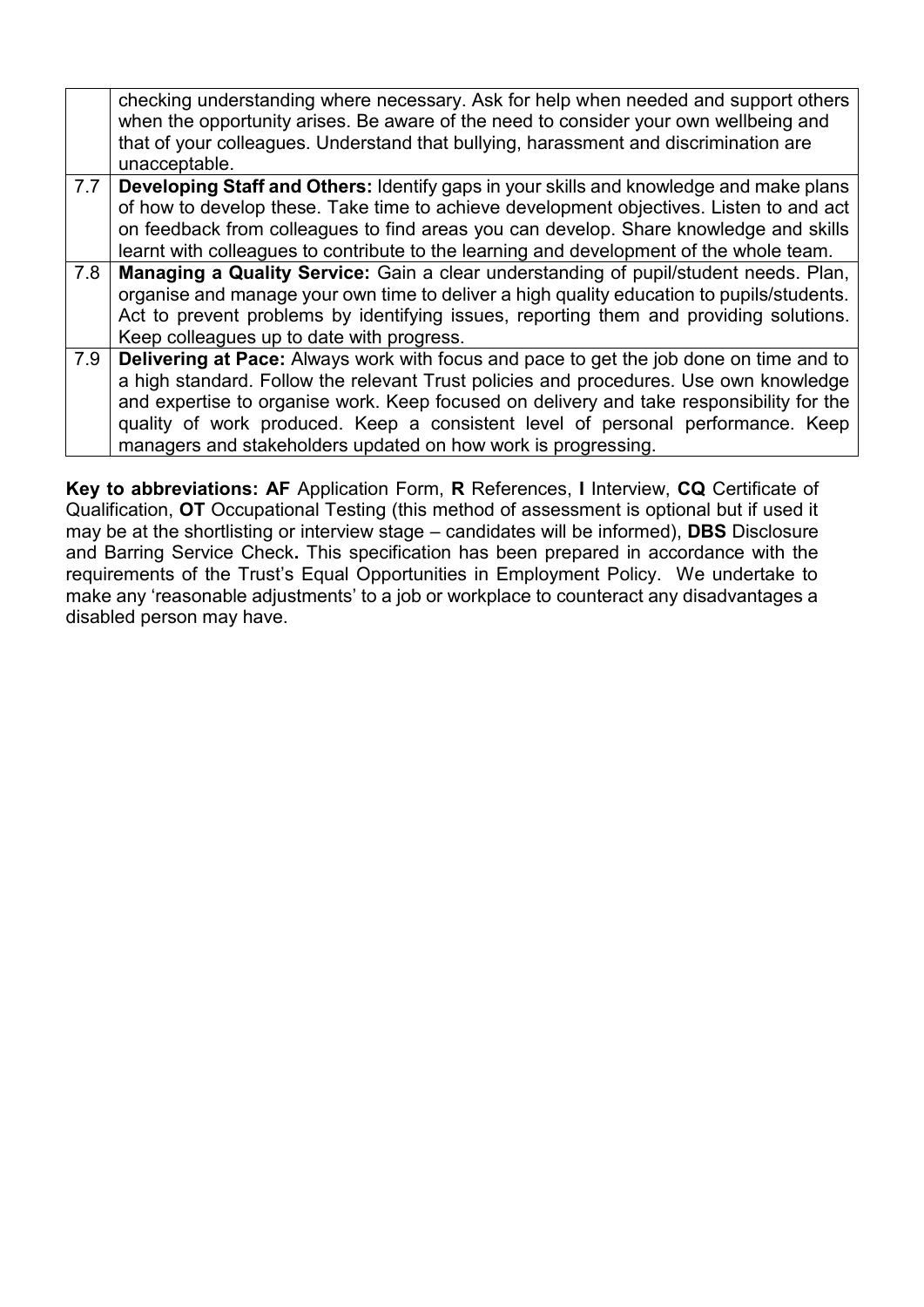| | |
|---|---|
| | checking understanding where necessary. Ask for help when needed and support others when the opportunity arises. Be aware of the need to consider your own wellbeing and that of your colleagues. Understand that bullying, harassment and discrimination are unacceptable. |
| 7.7 | **Developing Staff and Others:** Identify gaps in your skills and knowledge and make plans of how to develop these. Take time to achieve development objectives. Listen to and act on feedback from colleagues to find areas you can develop. Share knowledge and skills learnt with colleagues to contribute to the learning and development of the whole team. |
| 7.8 | **Managing a Quality Service:** Gain a clear understanding of pupil/student needs. Plan, organise and manage your own time to deliver a high quality education to pupils/students. Act to prevent problems by identifying issues, reporting them and providing solutions. Keep colleagues up to date with progress. |
| 7.9 | **Delivering at Pace:** Always work with focus and pace to get the job done on time and to a high standard. Follow the relevant Trust policies and procedures. Use own knowledge and expertise to organise work. Keep focused on delivery and take responsibility for the quality of work produced. Keep a consistent level of personal performance. Keep managers and stakeholders updated on how work is progressing. |

**Key to abbreviations: AF** Application Form, **R** References, **I** Interview, **CQ** Certificate of Qualification, **OT** Occupational Testing (this method of assessment is optional but if used it may be at the shortlisting or interview stage – candidates will be informed), **DBS** Disclosure and Barring Service Check**.** This specification has been prepared in accordance with the requirements of the Trust's Equal Opportunities in Employment Policy. We undertake to make any 'reasonable adjustments' to a job or workplace to counteract any disadvantages a disabled person may have.